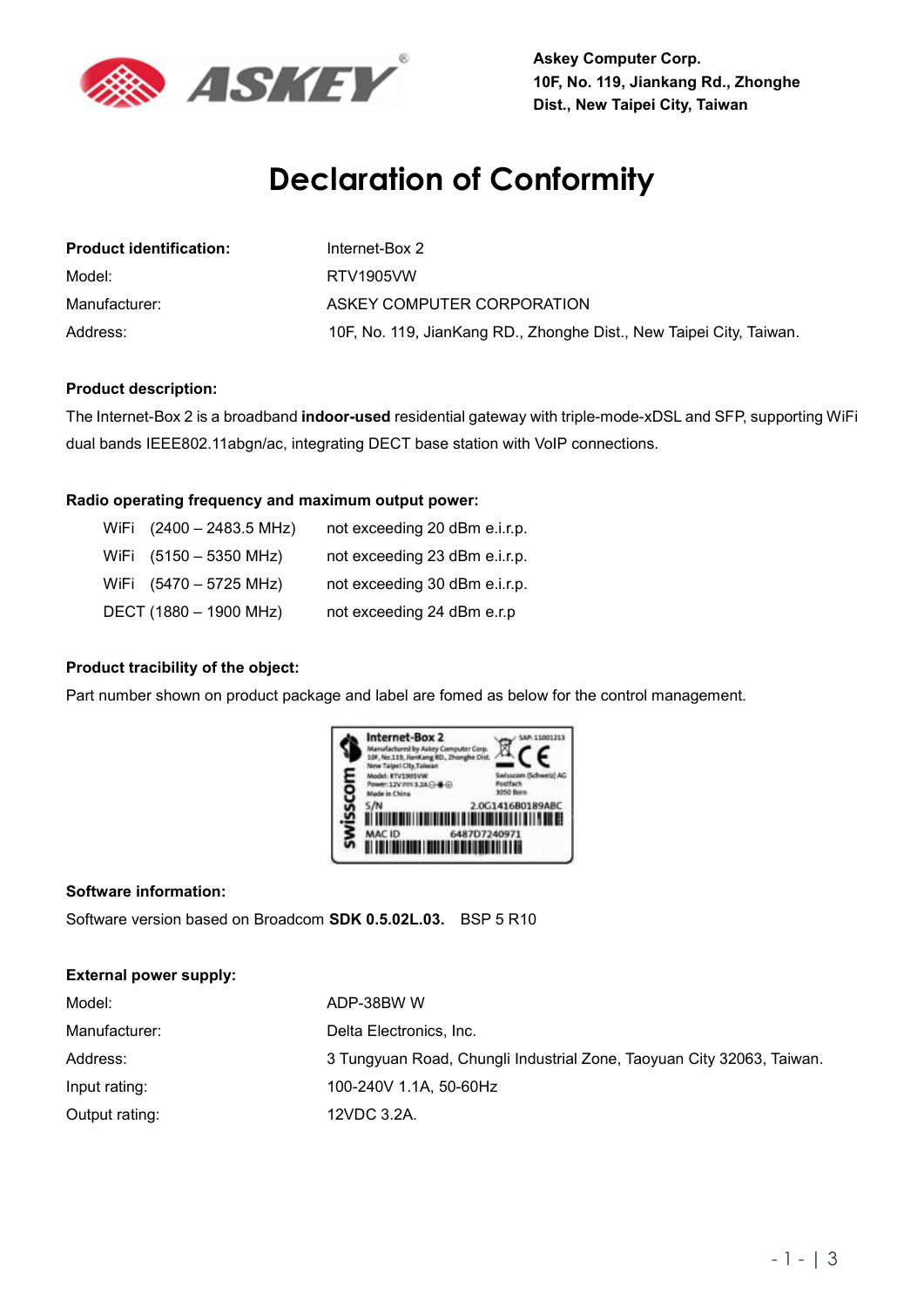Askey Computer Corp.
10F, No. 119, Jiankang Rd., Zhonghe Dist., New Taipei City, Taiwan

# Declaration of Conformity

| | |
|---|---|
| **Product identification:** | Internet-Box 2 |
| Model: | RTV1905VW |
| Manufacturer: | ASKEY COMPUTER CORPORATION |
| Address: | 10F, No. 119, JianKang RD., Zhonghe Dist., New Taipei City, Taiwan. |

**Product description:**

The Internet-Box 2 is a broadband **indoor-used** residential gateway with triple-mode-xDSL and SFP, supporting WiFi dual bands IEEE802.11abgn/ac, integrating DECT base station with VoIP connections.

**Radio operating frequency and maximum output power:**

| | |
|---|---|
| WiFi (2400 – 2483.5 MHz) | not exceeding 20 dBm e.i.r.p. |
| WiFi (5150 – 5350 MHz) | not exceeding 23 dBm e.i.r.p. |
| WiFi (5470 – 5725 MHz) | not exceeding 30 dBm e.i.r.p. |
| DECT (1880 – 1900 MHz) | not exceeding 24 dBm e.r.p |

**Product tracibility of the object:**

Part number shown on product package and label are fomed as below for the control management.

swisscom
Internet-Box 2
Manufactured by Askey Computer Corp.
10F, No.119, JianKang RD., Zhonghe Dist.
New Taipei City,Taiwan
Model: RTV1905VW
Power: 12V 3.2A
Made in China
SAP: 11001213
Swisscom (Schweiz) AG
Postfach
3050 Bern
S/N 2.0G1416B0189ABC
MAC ID 6487D7240971

**Software information:**

Software version based on Broadcom **SDK 0.5.02L.03.** BSP 5 R10

**External power supply:**

| | |
|---|---|
| Model: | ADP-38BW W |
| Manufacturer: | Delta Electronics, Inc. |
| Address: | 3 Tungyuan Road, Chungli Industrial Zone, Taoyuan City 32063, Taiwan. |
| Input rating: | 100-240V 1.1A, 50-60Hz |
| Output rating: | 12VDC 3.2A. |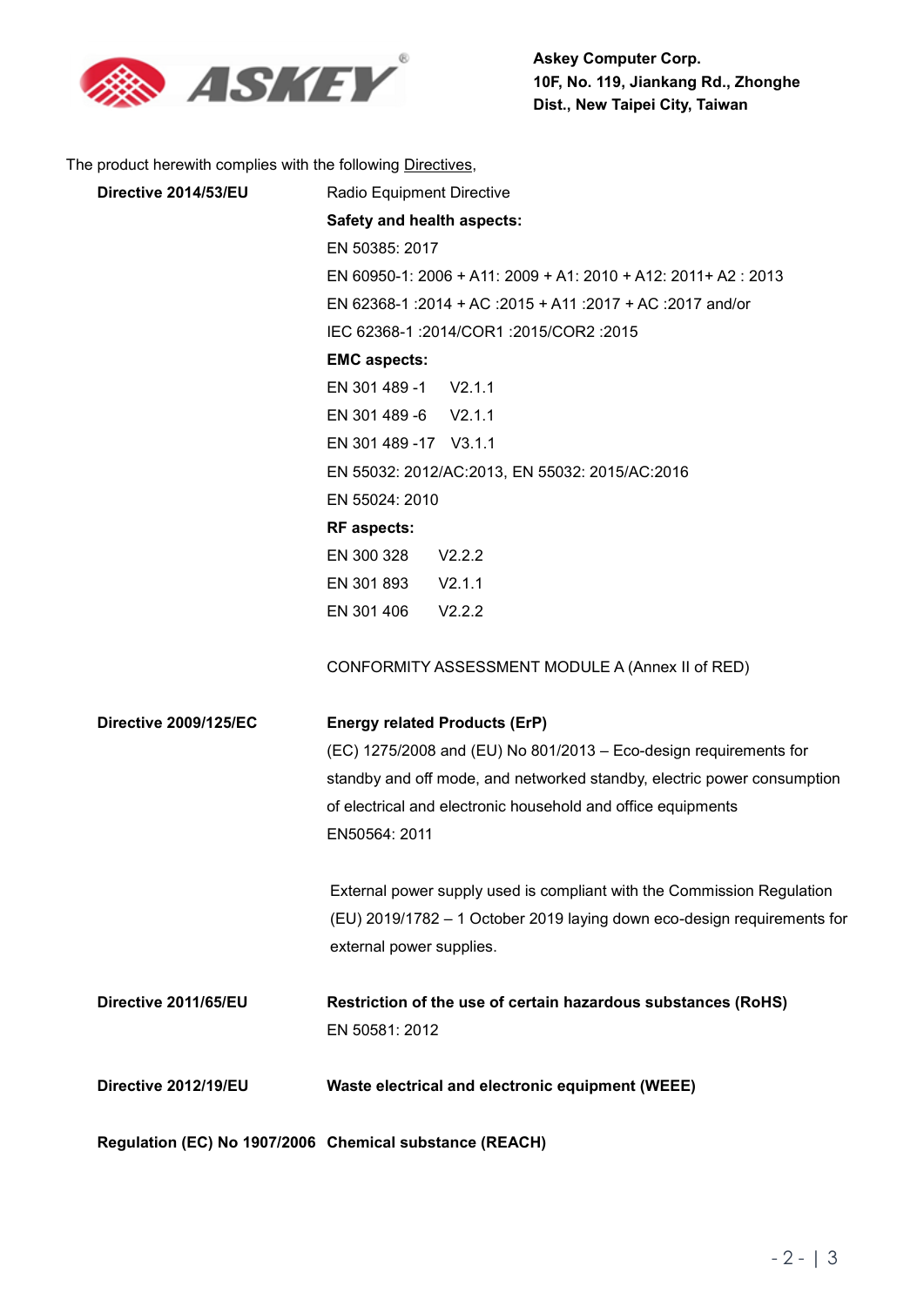**Askey Computer Corp.**
**10F, No. 119, Jiankang Rd., Zhonghe Dist., New Taipei City, Taiwan**

The product herewith complies with the following Directives,

| | |
|---|---|
| **Directive 2014/53/EU** | Radio Equipment Directive |
| | **Safety and health aspects:** |
| | EN 50385: 2017 |
| | EN 60950-1: 2006 + A11: 2009 + A1: 2010 + A12: 2011+ A2 : 2013 |
| | EN 62368-1 :2014 + AC :2015 + A11 :2017 + AC :2017 and/or |
| | IEC 62368-1 :2014/COR1 :2015/COR2 :2015 |
| | **EMC aspects:** |
| | EN 301 489 -1 V2.1.1 |
| | EN 301 489 -6 V2.1.1 |
| | EN 301 489 -17 V3.1.1 |
| | EN 55032: 2012/AC:2013, EN 55032: 2015/AC:2016 |
| | EN 55024: 2010 |
| | **RF aspects:** |
| | EN 300 328 V2.2.2 |
| | EN 301 893 V2.1.1 |
| | EN 301 406 V2.2.2 |
| | CONFORMITY ASSESSMENT MODULE A (Annex II of RED) |
| **Directive 2009/125/EC** | **Energy related Products (ErP)** |
| | (EC) 1275/2008 and (EU) No 801/2013 – Eco-design requirements for standby and off mode, and networked standby, electric power consumption of electrical and electronic household and office equipments |
| | EN50564: 2011 |
| | External power supply used is compliant with the Commission Regulation (EU) 2019/1782 – 1 October 2019 laying down eco-design requirements for external power supplies. |
| **Directive 2011/65/EU** | **Restriction of the use of certain hazardous substances (RoHS)** |
| | EN 50581: 2012 |
| **Directive 2012/19/EU** | **Waste electrical and electronic equipment (WEEE)** |
| **Regulation (EC) No 1907/2006** | **Chemical substance (REACH)** |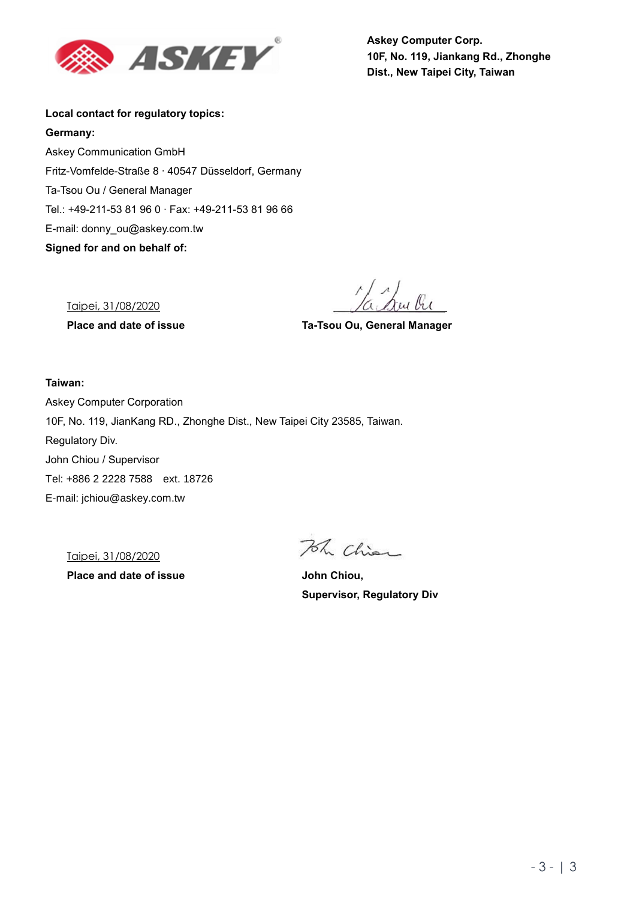**Askey Computer Corp.**
**10F, No. 119, Jiankang Rd., Zhonghe Dist., New Taipei City, Taiwan**

**Local contact for regulatory topics:**

**Germany:**

Askey Communication GmbH
Fritz-Vomfelde-Straße 8 · 40547 Düsseldorf, Germany
Ta-Tsou Ou / General Manager
Tel.: +49-211-53 81 96 0 · Fax: +49-211-53 81 96 66
E-mail: donny_ou@askey.com.tw

**Signed for and on behalf of:**

| | |
|---|---|
| Taipei, 31/08/2020 | |
| **Place and date of issue** | **Ta-Tsou Ou, General Manager** |

**Taiwan:**

Askey Computer Corporation
10F, No. 119, JianKang RD., Zhonghe Dist., New Taipei City 23585, Taiwan.
Regulatory Div.
John Chiou / Supervisor
Tel: +886 2 2228 7588 ext. 18726
E-mail: jchiou@askey.com.tw

| | |
|---|---|
| Taipei, 31/08/2020 | |
| **Place and date of issue** | **John Chiou, Supervisor, Regulatory Div** |